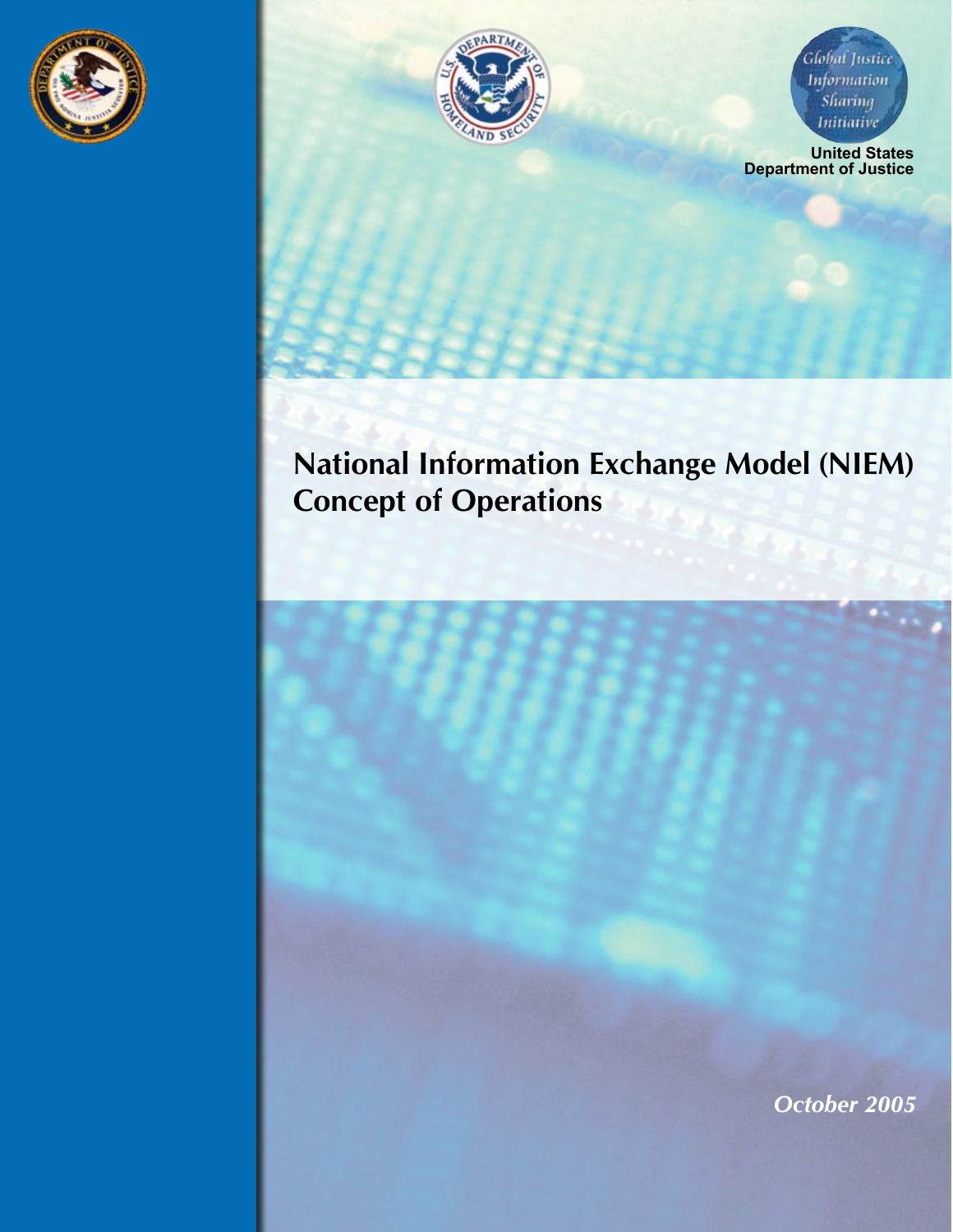Global Justice Information Sharing Initiative

United States Department of Justice

# National Information Exchange Model (NIEM) Concept of Operations

*October 2005*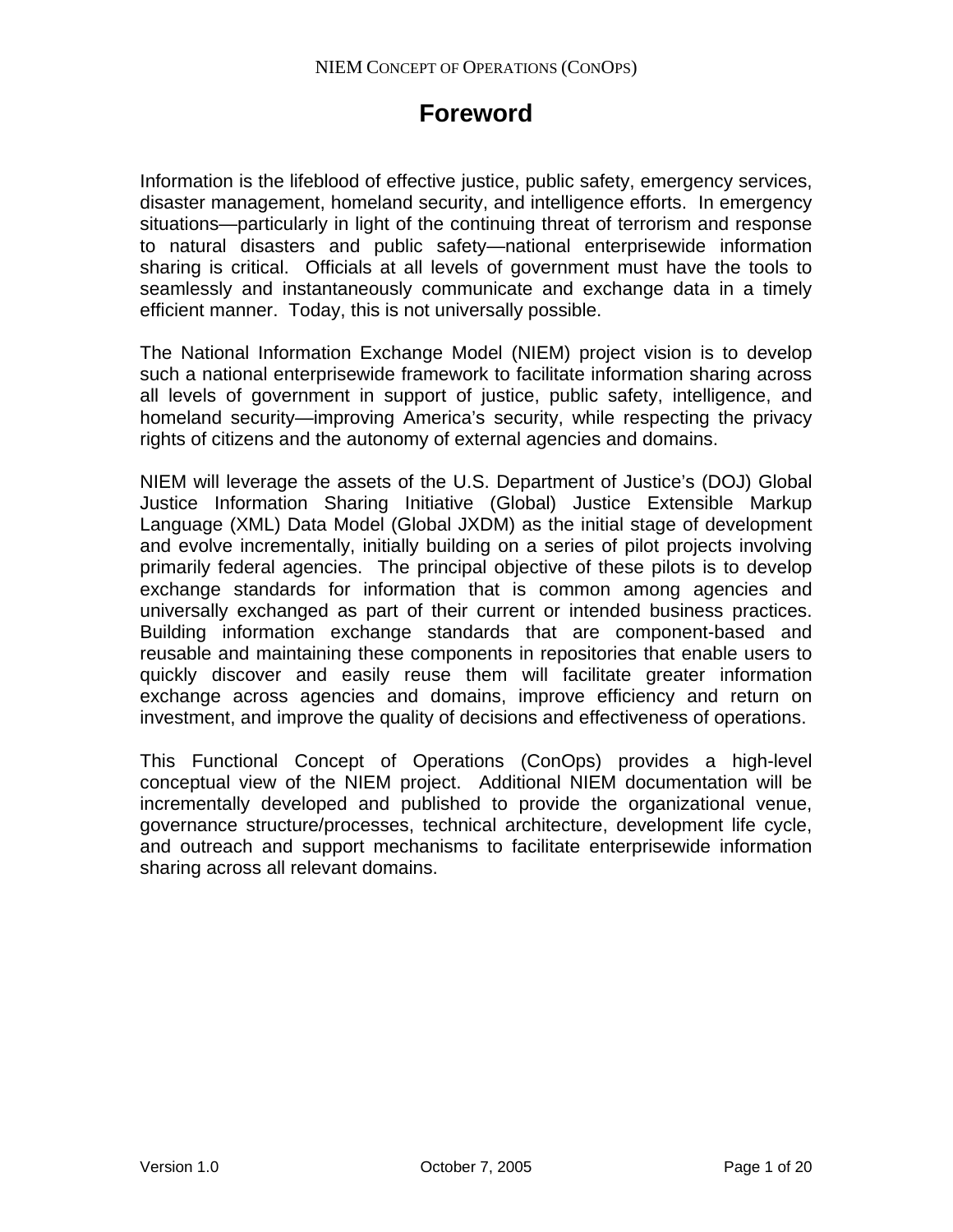# Foreword

Information is the lifeblood of effective justice, public safety, emergency services, disaster management, homeland security, and intelligence efforts. In emergency situations—particularly in light of the continuing threat of terrorism and response to natural disasters and public safety—national enterprisewide information sharing is critical. Officials at all levels of government must have the tools to seamlessly and instantaneously communicate and exchange data in a timely efficient manner. Today, this is not universally possible.

The National Information Exchange Model (NIEM) project vision is to develop such a national enterprisewide framework to facilitate information sharing across all levels of government in support of justice, public safety, intelligence, and homeland security—improving America's security, while respecting the privacy rights of citizens and the autonomy of external agencies and domains.

NIEM will leverage the assets of the U.S. Department of Justice's (DOJ) Global Justice Information Sharing Initiative (Global) Justice Extensible Markup Language (XML) Data Model (Global JXDM) as the initial stage of development and evolve incrementally, initially building on a series of pilot projects involving primarily federal agencies. The principal objective of these pilots is to develop exchange standards for information that is common among agencies and universally exchanged as part of their current or intended business practices. Building information exchange standards that are component-based and reusable and maintaining these components in repositories that enable users to quickly discover and easily reuse them will facilitate greater information exchange across agencies and domains, improve efficiency and return on investment, and improve the quality of decisions and effectiveness of operations.

This Functional Concept of Operations (ConOps) provides a high-level conceptual view of the NIEM project. Additional NIEM documentation will be incrementally developed and published to provide the organizational venue, governance structure/processes, technical architecture, development life cycle, and outreach and support mechanisms to facilitate enterprisewide information sharing across all relevant domains.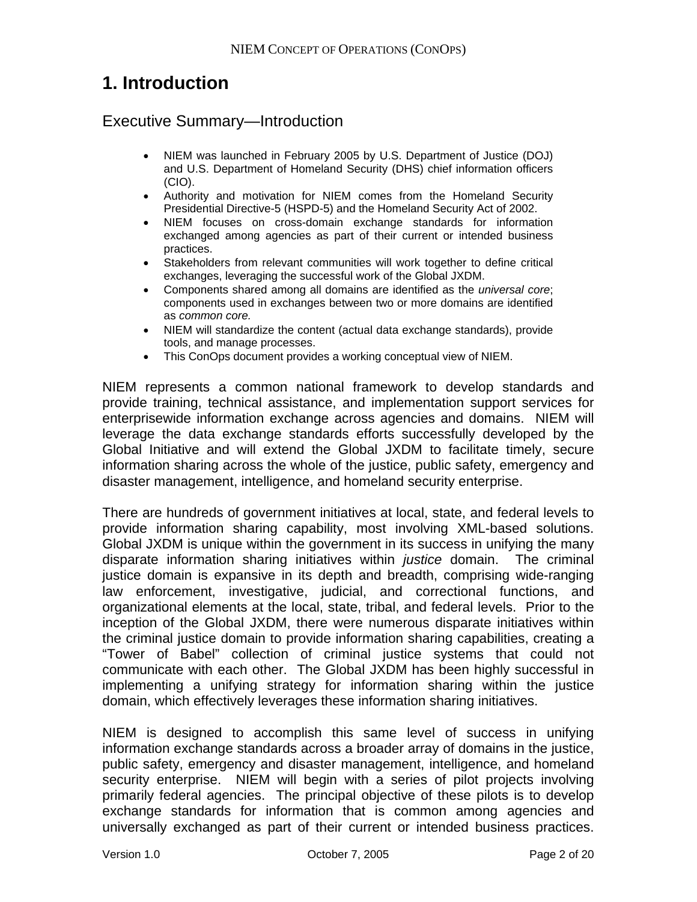# 1. Introduction

## Executive Summary—Introduction

- NIEM was launched in February 2005 by U.S. Department of Justice (DOJ) and U.S. Department of Homeland Security (DHS) chief information officers (CIO).
- Authority and motivation for NIEM comes from the Homeland Security Presidential Directive-5 (HSPD-5) and the Homeland Security Act of 2002.
- NIEM focuses on cross-domain exchange standards for information exchanged among agencies as part of their current or intended business practices.
- Stakeholders from relevant communities will work together to define critical exchanges, leveraging the successful work of the Global JXDM.
- Components shared among all domains are identified as the *universal core*; components used in exchanges between two or more domains are identified as *common core.*
- NIEM will standardize the content (actual data exchange standards), provide tools, and manage processes.
- This ConOps document provides a working conceptual view of NIEM.

NIEM represents a common national framework to develop standards and provide training, technical assistance, and implementation support services for enterprisewide information exchange across agencies and domains. NIEM will leverage the data exchange standards efforts successfully developed by the Global Initiative and will extend the Global JXDM to facilitate timely, secure information sharing across the whole of the justice, public safety, emergency and disaster management, intelligence, and homeland security enterprise.

There are hundreds of government initiatives at local, state, and federal levels to provide information sharing capability, most involving XML-based solutions. Global JXDM is unique within the government in its success in unifying the many disparate information sharing initiatives within *justice* domain. The criminal justice domain is expansive in its depth and breadth, comprising wide-ranging law enforcement, investigative, judicial, and correctional functions, and organizational elements at the local, state, tribal, and federal levels. Prior to the inception of the Global JXDM, there were numerous disparate initiatives within the criminal justice domain to provide information sharing capabilities, creating a "Tower of Babel" collection of criminal justice systems that could not communicate with each other. The Global JXDM has been highly successful in implementing a unifying strategy for information sharing within the justice domain, which effectively leverages these information sharing initiatives.

NIEM is designed to accomplish this same level of success in unifying information exchange standards across a broader array of domains in the justice, public safety, emergency and disaster management, intelligence, and homeland security enterprise. NIEM will begin with a series of pilot projects involving primarily federal agencies. The principal objective of these pilots is to develop exchange standards for information that is common among agencies and universally exchanged as part of their current or intended business practices.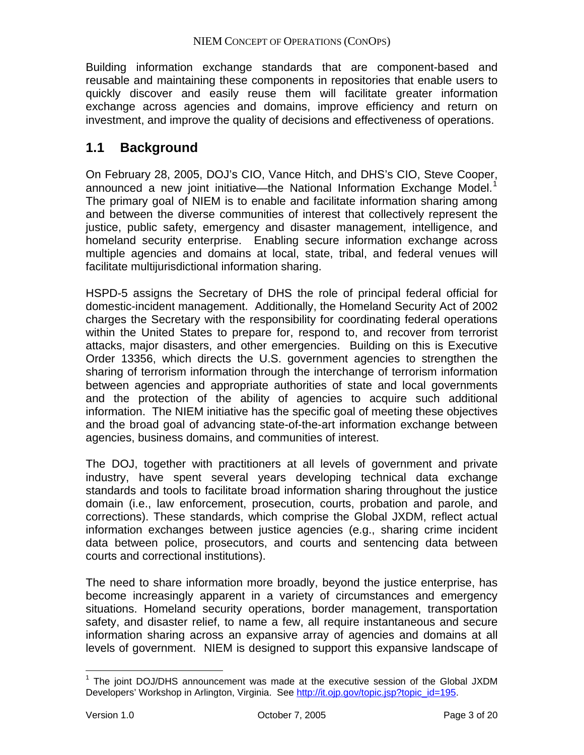Building information exchange standards that are component-based and reusable and maintaining these components in repositories that enable users to quickly discover and easily reuse them will facilitate greater information exchange across agencies and domains, improve efficiency and return on investment, and improve the quality of decisions and effectiveness of operations.

## 1.1 Background

On February 28, 2005, DOJ's CIO, Vance Hitch, and DHS's CIO, Steve Cooper, announced a new joint initiative—the National Information Exchange Model.[1] The primary goal of NIEM is to enable and facilitate information sharing among and between the diverse communities of interest that collectively represent the justice, public safety, emergency and disaster management, intelligence, and homeland security enterprise. Enabling secure information exchange across multiple agencies and domains at local, state, tribal, and federal venues will facilitate multijurisdictional information sharing.

HSPD-5 assigns the Secretary of DHS the role of principal federal official for domestic-incident management. Additionally, the Homeland Security Act of 2002 charges the Secretary with the responsibility for coordinating federal operations within the United States to prepare for, respond to, and recover from terrorist attacks, major disasters, and other emergencies. Building on this is Executive Order 13356, which directs the U.S. government agencies to strengthen the sharing of terrorism information through the interchange of terrorism information between agencies and appropriate authorities of state and local governments and the protection of the ability of agencies to acquire such additional information. The NIEM initiative has the specific goal of meeting these objectives and the broad goal of advancing state-of-the-art information exchange between agencies, business domains, and communities of interest.

The DOJ, together with practitioners at all levels of government and private industry, have spent several years developing technical data exchange standards and tools to facilitate broad information sharing throughout the justice domain (i.e., law enforcement, prosecution, courts, probation and parole, and corrections). These standards, which comprise the Global JXDM, reflect actual information exchanges between justice agencies (e.g., sharing crime incident data between police, prosecutors, and courts and sentencing data between courts and correctional institutions).

The need to share information more broadly, beyond the justice enterprise, has become increasingly apparent in a variety of circumstances and emergency situations. Homeland security operations, border management, transportation safety, and disaster relief, to name a few, all require instantaneous and secure information sharing across an expansive array of agencies and domains at all levels of government. NIEM is designed to support this expansive landscape of

[1] The joint DOJ/DHS announcement was made at the executive session of the Global JXDM Developers' Workshop in Arlington, Virginia. See http://it.ojp.gov/topic.jsp?topic_id=195.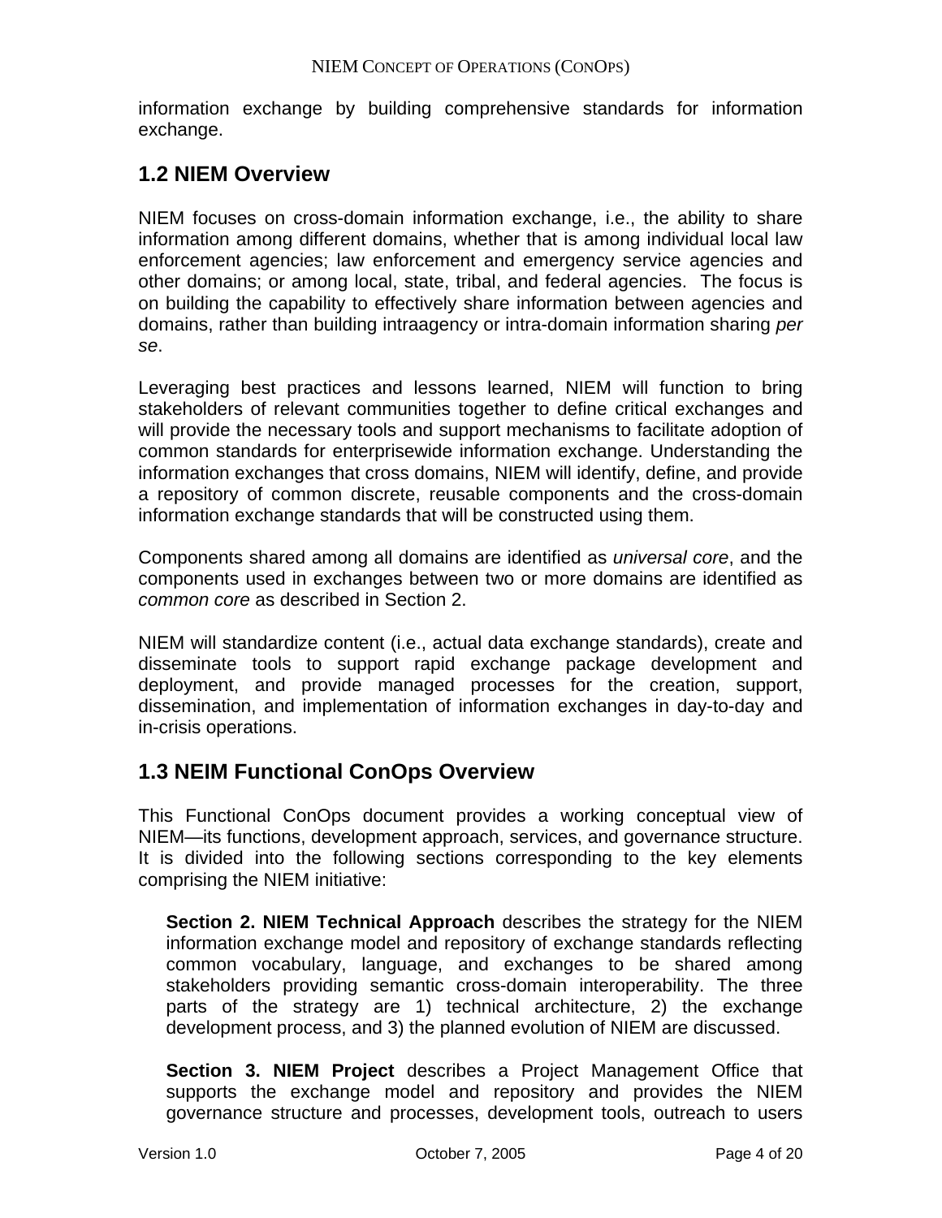information exchange by building comprehensive standards for information exchange.

## 1.2 NIEM Overview

NIEM focuses on cross-domain information exchange, i.e., the ability to share information among different domains, whether that is among individual local law enforcement agencies; law enforcement and emergency service agencies and other domains; or among local, state, tribal, and federal agencies. The focus is on building the capability to effectively share information between agencies and domains, rather than building intraagency or intra-domain information sharing *per se*.

Leveraging best practices and lessons learned, NIEM will function to bring stakeholders of relevant communities together to define critical exchanges and will provide the necessary tools and support mechanisms to facilitate adoption of common standards for enterprisewide information exchange. Understanding the information exchanges that cross domains, NIEM will identify, define, and provide a repository of common discrete, reusable components and the cross-domain information exchange standards that will be constructed using them.

Components shared among all domains are identified as *universal core*, and the components used in exchanges between two or more domains are identified as *common core* as described in Section 2.

NIEM will standardize content (i.e., actual data exchange standards), create and disseminate tools to support rapid exchange package development and deployment, and provide managed processes for the creation, support, dissemination, and implementation of information exchanges in day-to-day and in-crisis operations.

## 1.3 NEIM Functional ConOps Overview

This Functional ConOps document provides a working conceptual view of NIEM—its functions, development approach, services, and governance structure. It is divided into the following sections corresponding to the key elements comprising the NIEM initiative:

**Section 2. NIEM Technical Approach** describes the strategy for the NIEM information exchange model and repository of exchange standards reflecting common vocabulary, language, and exchanges to be shared among stakeholders providing semantic cross-domain interoperability. The three parts of the strategy are 1) technical architecture, 2) the exchange development process, and 3) the planned evolution of NIEM are discussed.

**Section 3. NIEM Project** describes a Project Management Office that supports the exchange model and repository and provides the NIEM governance structure and processes, development tools, outreach to users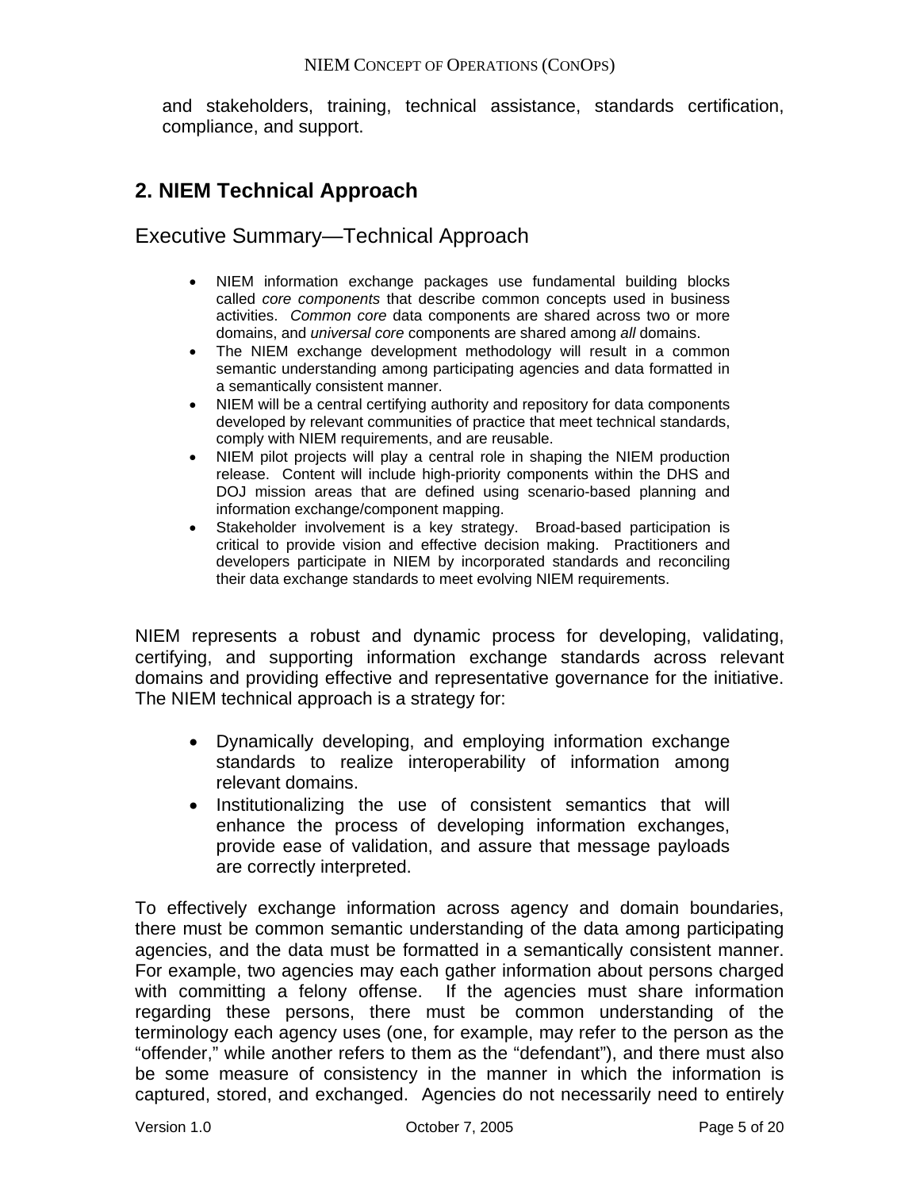and stakeholders, training, technical assistance, standards certification, compliance, and support.

## 2. NIEM Technical Approach

### Executive Summary—Technical Approach

- NIEM information exchange packages use fundamental building blocks called *core components* that describe common concepts used in business activities. *Common core* data components are shared across two or more domains, and *universal core* components are shared among *all* domains.
- The NIEM exchange development methodology will result in a common semantic understanding among participating agencies and data formatted in a semantically consistent manner.
- NIEM will be a central certifying authority and repository for data components developed by relevant communities of practice that meet technical standards, comply with NIEM requirements, and are reusable.
- NIEM pilot projects will play a central role in shaping the NIEM production release. Content will include high-priority components within the DHS and DOJ mission areas that are defined using scenario-based planning and information exchange/component mapping.
- Stakeholder involvement is a key strategy. Broad-based participation is critical to provide vision and effective decision making. Practitioners and developers participate in NIEM by incorporated standards and reconciling their data exchange standards to meet evolving NIEM requirements.

NIEM represents a robust and dynamic process for developing, validating, certifying, and supporting information exchange standards across relevant domains and providing effective and representative governance for the initiative. The NIEM technical approach is a strategy for:

- Dynamically developing, and employing information exchange standards to realize interoperability of information among relevant domains.
- Institutionalizing the use of consistent semantics that will enhance the process of developing information exchanges, provide ease of validation, and assure that message payloads are correctly interpreted.

To effectively exchange information across agency and domain boundaries, there must be common semantic understanding of the data among participating agencies, and the data must be formatted in a semantically consistent manner. For example, two agencies may each gather information about persons charged with committing a felony offense. If the agencies must share information regarding these persons, there must be common understanding of the terminology each agency uses (one, for example, may refer to the person as the "offender," while another refers to them as the "defendant"), and there must also be some measure of consistency in the manner in which the information is captured, stored, and exchanged. Agencies do not necessarily need to entirely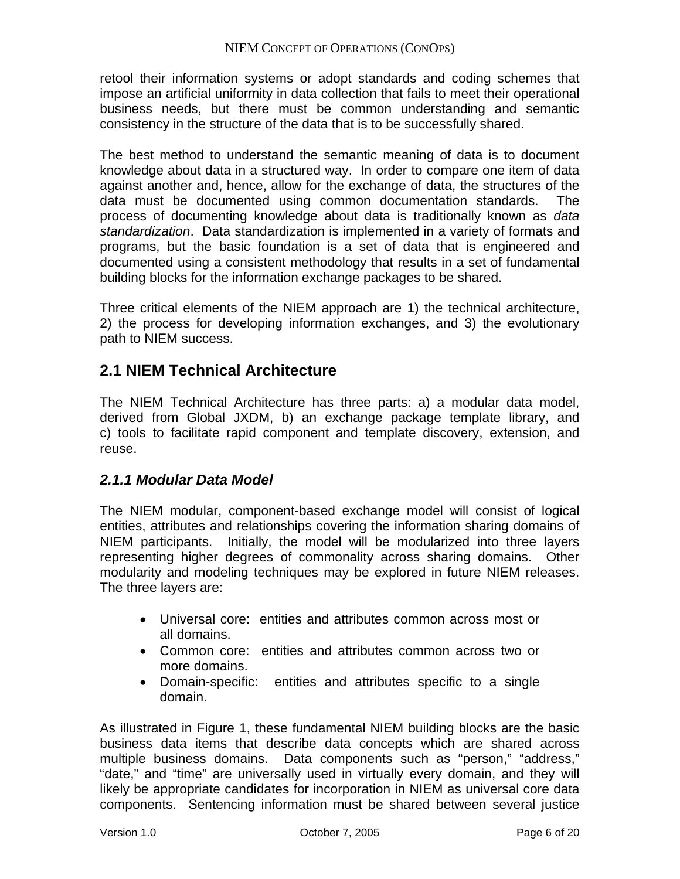retool their information systems or adopt standards and coding schemes that impose an artificial uniformity in data collection that fails to meet their operational business needs, but there must be common understanding and semantic consistency in the structure of the data that is to be successfully shared.

The best method to understand the semantic meaning of data is to document knowledge about data in a structured way. In order to compare one item of data against another and, hence, allow for the exchange of data, the structures of the data must be documented using common documentation standards. The process of documenting knowledge about data is traditionally known as *data standardization*. Data standardization is implemented in a variety of formats and programs, but the basic foundation is a set of data that is engineered and documented using a consistent methodology that results in a set of fundamental building blocks for the information exchange packages to be shared.

Three critical elements of the NIEM approach are 1) the technical architecture, 2) the process for developing information exchanges, and 3) the evolutionary path to NIEM success.

## 2.1 NIEM Technical Architecture

The NIEM Technical Architecture has three parts: a) a modular data model, derived from Global JXDM, b) an exchange package template library, and c) tools to facilitate rapid component and template discovery, extension, and reuse.

### *2.1.1 Modular Data Model*

The NIEM modular, component-based exchange model will consist of logical entities, attributes and relationships covering the information sharing domains of NIEM participants. Initially, the model will be modularized into three layers representing higher degrees of commonality across sharing domains. Other modularity and modeling techniques may be explored in future NIEM releases. The three layers are:

- Universal core: entities and attributes common across most or all domains.
- Common core: entities and attributes common across two or more domains.
- Domain-specific: entities and attributes specific to a single domain.

As illustrated in Figure 1, these fundamental NIEM building blocks are the basic business data items that describe data concepts which are shared across multiple business domains. Data components such as "person," "address," "date," and "time" are universally used in virtually every domain, and they will likely be appropriate candidates for incorporation in NIEM as universal core data components. Sentencing information must be shared between several justice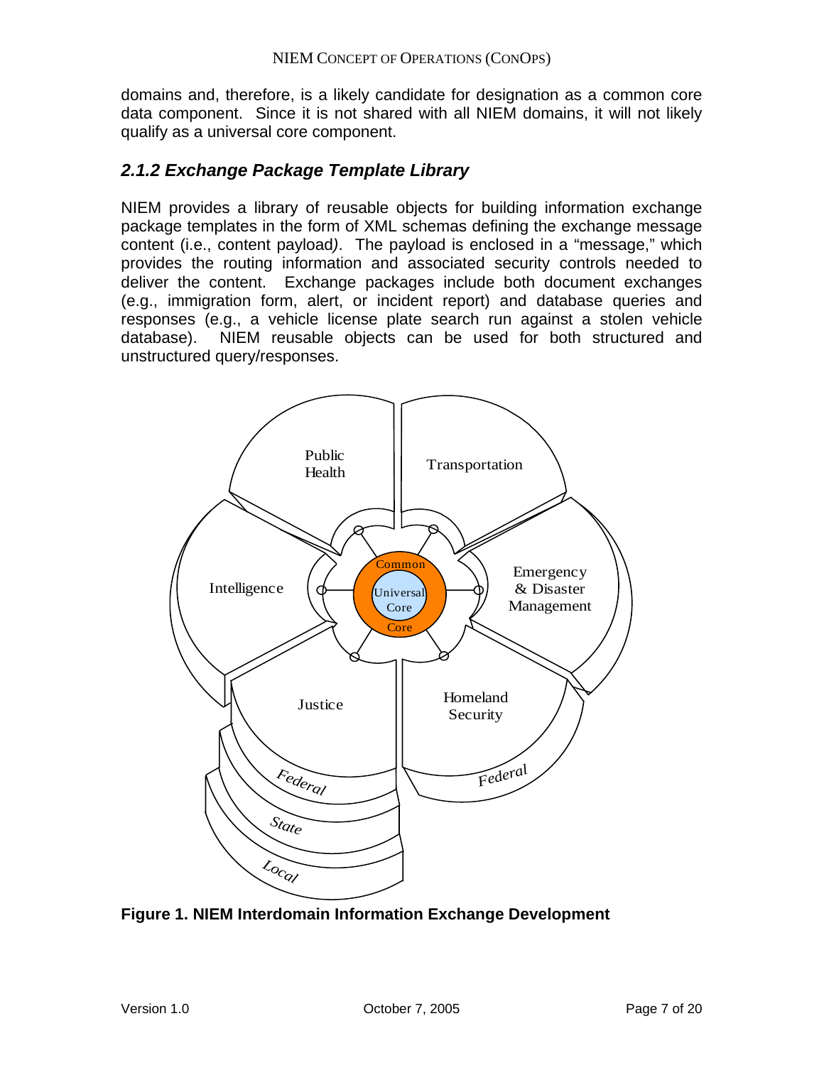domains and, therefore, is a likely candidate for designation as a common core data component. Since it is not shared with all NIEM domains, it will not likely qualify as a universal core component.

### *2.1.2 Exchange Package Template Library*

NIEM provides a library of reusable objects for building information exchange package templates in the form of XML schemas defining the exchange message content (i.e., content payload*)*. The payload is enclosed in a "message," which provides the routing information and associated security controls needed to deliver the content. Exchange packages include both document exchanges (e.g., immigration form, alert, or incident report) and database queries and responses (e.g., a vehicle license plate search run against a stolen vehicle database). NIEM reusable objects can be used for both structured and unstructured query/responses.

**Figure 1. NIEM Interdomain Information Exchange Development**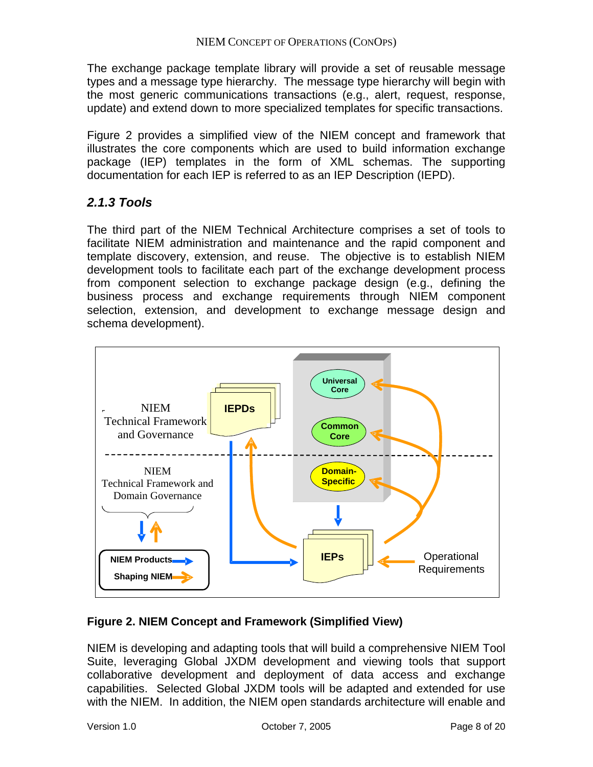The exchange package template library will provide a set of reusable message types and a message type hierarchy. The message type hierarchy will begin with the most generic communications transactions (e.g., alert, request, response, update) and extend down to more specialized templates for specific transactions.

Figure 2 provides a simplified view of the NIEM concept and framework that illustrates the core components which are used to build information exchange package (IEP) templates in the form of XML schemas. The supporting documentation for each IEP is referred to as an IEP Description (IEPD).

### 2.1.3 Tools

The third part of the NIEM Technical Architecture comprises a set of tools to facilitate NIEM administration and maintenance and the rapid component and template discovery, extension, and reuse. The objective is to establish NIEM development tools to facilitate each part of the exchange development process from component selection to exchange package design (e.g., defining the business process and exchange requirements through NIEM component selection, extension, and development to exchange message design and schema development).

**Figure 2. NIEM Concept and Framework (Simplified View)**

NIEM is developing and adapting tools that will build a comprehensive NIEM Tool Suite, leveraging Global JXDM development and viewing tools that support collaborative development and deployment of data access and exchange capabilities. Selected Global JXDM tools will be adapted and extended for use with the NIEM. In addition, the NIEM open standards architecture will enable and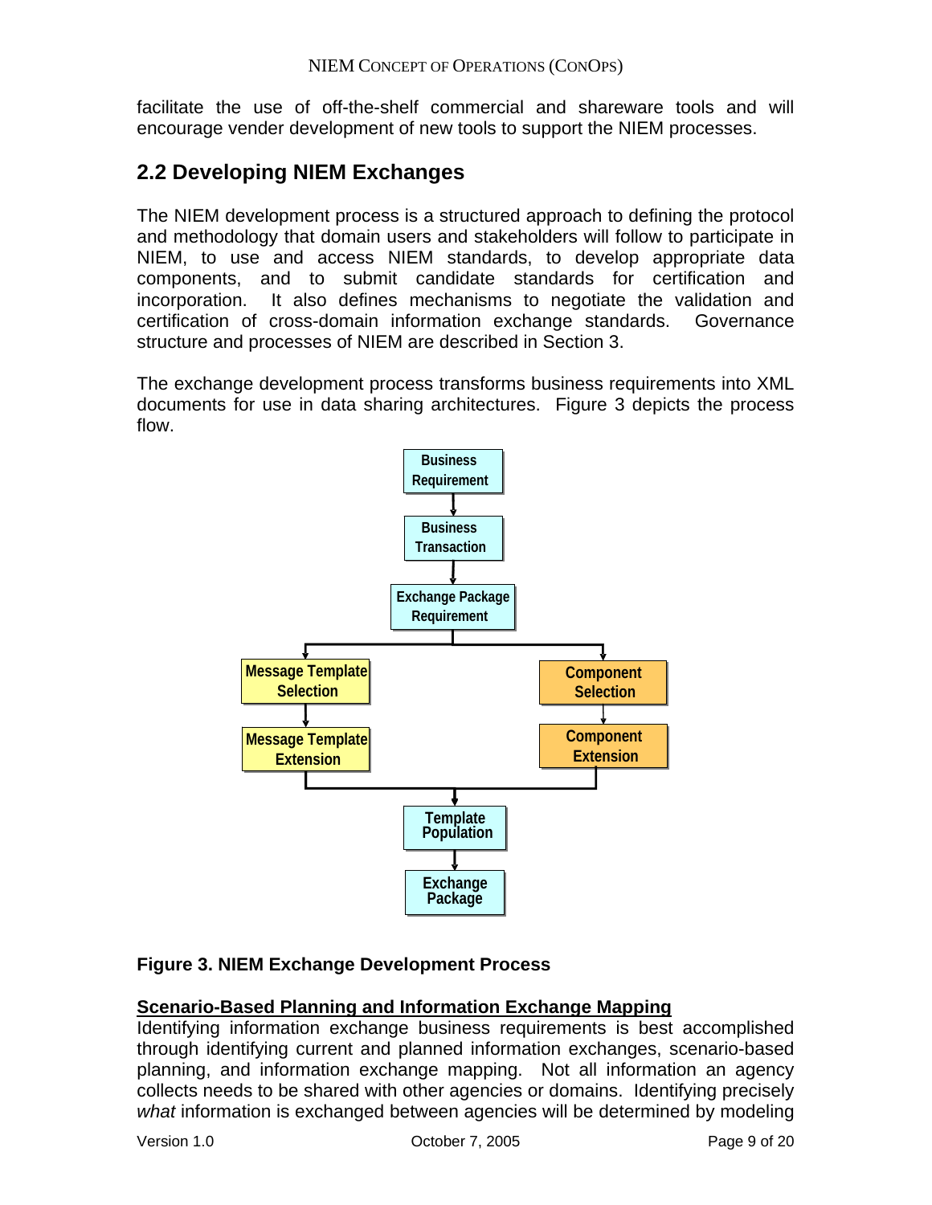facilitate the use of off-the-shelf commercial and shareware tools and will encourage vender development of new tools to support the NIEM processes.

## 2.2 Developing NIEM Exchanges

The NIEM development process is a structured approach to defining the protocol and methodology that domain users and stakeholders will follow to participate in NIEM, to use and access NIEM standards, to develop appropriate data components, and to submit candidate standards for certification and incorporation. It also defines mechanisms to negotiate the validation and certification of cross-domain information exchange standards. Governance structure and processes of NIEM are described in Section 3.

The exchange development process transforms business requirements into XML documents for use in data sharing architectures. Figure 3 depicts the process flow.

**Figure 3. NIEM Exchange Development Process**

**Scenario-Based Planning and Information Exchange Mapping**

Identifying information exchange business requirements is best accomplished through identifying current and planned information exchanges, scenario-based planning, and information exchange mapping. Not all information an agency collects needs to be shared with other agencies or domains. Identifying precisely *what* information is exchanged between agencies will be determined by modeling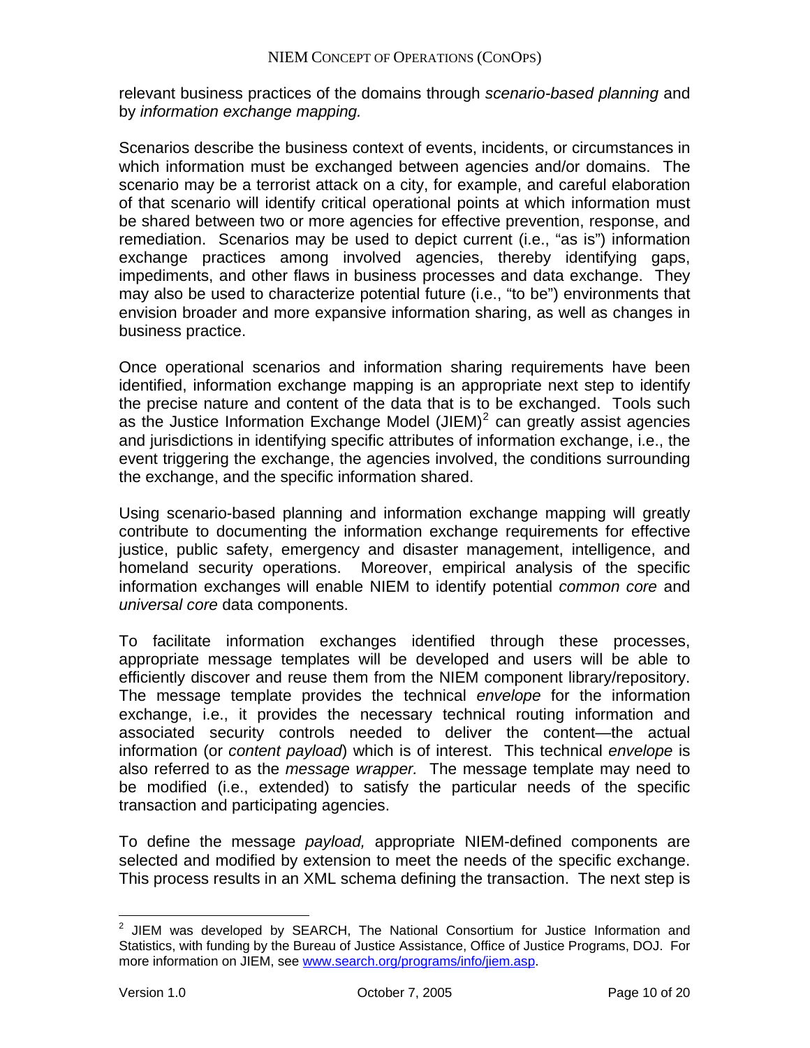relevant business practices of the domains through *scenario-based planning* and by *information exchange mapping.*

Scenarios describe the business context of events, incidents, or circumstances in which information must be exchanged between agencies and/or domains. The scenario may be a terrorist attack on a city, for example, and careful elaboration of that scenario will identify critical operational points at which information must be shared between two or more agencies for effective prevention, response, and remediation. Scenarios may be used to depict current (i.e., "as is") information exchange practices among involved agencies, thereby identifying gaps, impediments, and other flaws in business processes and data exchange. They may also be used to characterize potential future (i.e., "to be") environments that envision broader and more expansive information sharing, as well as changes in business practice.

Once operational scenarios and information sharing requirements have been identified, information exchange mapping is an appropriate next step to identify the precise nature and content of the data that is to be exchanged. Tools such as the Justice Information Exchange Model (JIEM)[2] can greatly assist agencies and jurisdictions in identifying specific attributes of information exchange, i.e., the event triggering the exchange, the agencies involved, the conditions surrounding the exchange, and the specific information shared.

Using scenario-based planning and information exchange mapping will greatly contribute to documenting the information exchange requirements for effective justice, public safety, emergency and disaster management, intelligence, and homeland security operations. Moreover, empirical analysis of the specific information exchanges will enable NIEM to identify potential *common core* and *universal core* data components.

To facilitate information exchanges identified through these processes, appropriate message templates will be developed and users will be able to efficiently discover and reuse them from the NIEM component library/repository. The message template provides the technical *envelope* for the information exchange, i.e., it provides the necessary technical routing information and associated security controls needed to deliver the content—the actual information (or *content payload*) which is of interest. This technical *envelope* is also referred to as the *message wrapper.* The message template may need to be modified (i.e., extended) to satisfy the particular needs of the specific transaction and participating agencies.

To define the message *payload,* appropriate NIEM-defined components are selected and modified by extension to meet the needs of the specific exchange. This process results in an XML schema defining the transaction. The next step is

---

[2] JIEM was developed by SEARCH, The National Consortium for Justice Information and Statistics, with funding by the Bureau of Justice Assistance, Office of Justice Programs, DOJ. For more information on JIEM, see [www.search.org/programs/info/jiem.asp](www.search.org/programs/info/jiem.asp).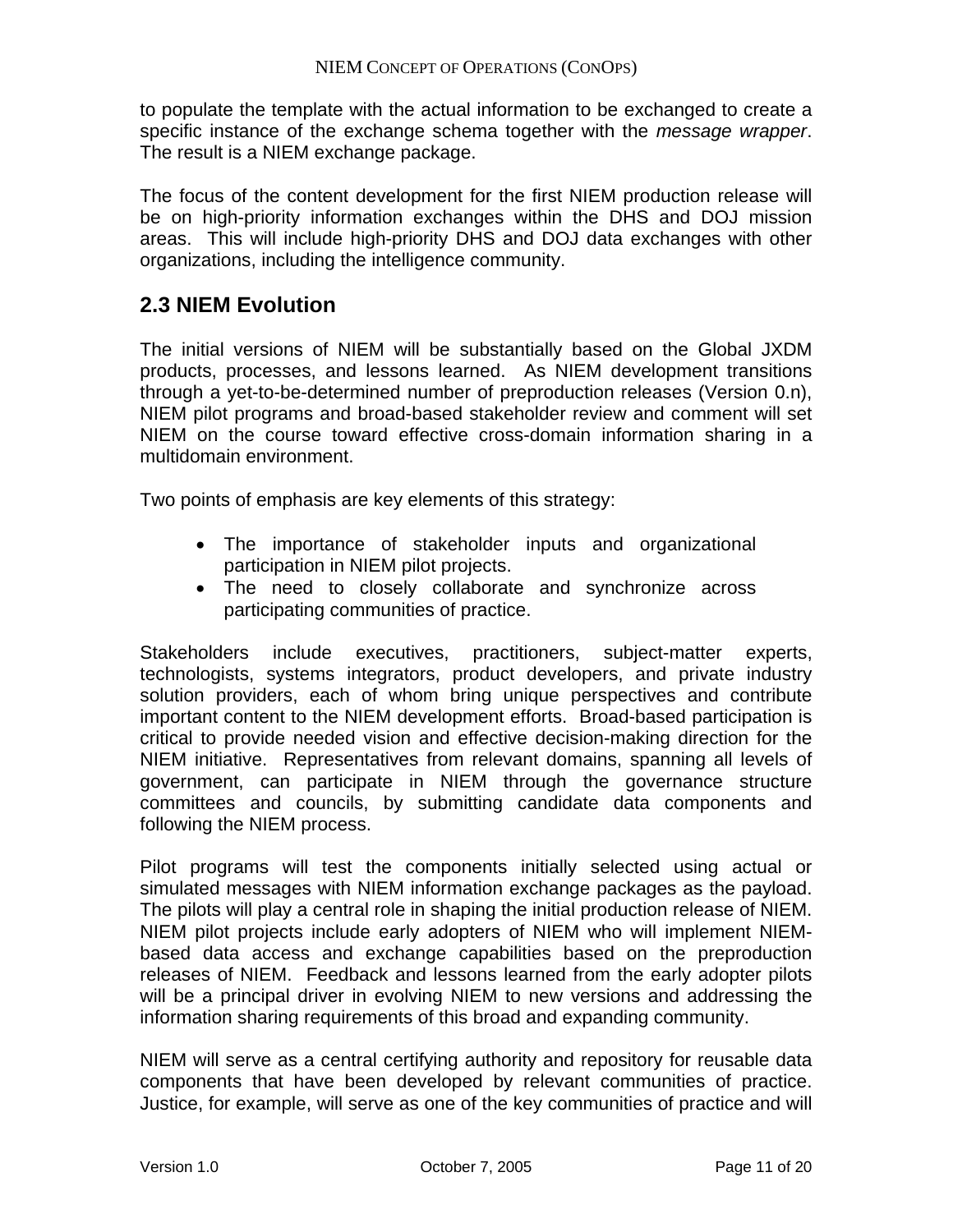to populate the template with the actual information to be exchanged to create a specific instance of the exchange schema together with the *message wrapper*. The result is a NIEM exchange package.

The focus of the content development for the first NIEM production release will be on high-priority information exchanges within the DHS and DOJ mission areas. This will include high-priority DHS and DOJ data exchanges with other organizations, including the intelligence community.

## 2.3 NIEM Evolution

The initial versions of NIEM will be substantially based on the Global JXDM products, processes, and lessons learned. As NIEM development transitions through a yet-to-be-determined number of preproduction releases (Version 0.n), NIEM pilot programs and broad-based stakeholder review and comment will set NIEM on the course toward effective cross-domain information sharing in a multidomain environment.

Two points of emphasis are key elements of this strategy:

- The importance of stakeholder inputs and organizational participation in NIEM pilot projects.
- The need to closely collaborate and synchronize across participating communities of practice.

Stakeholders include executives, practitioners, subject-matter experts, technologists, systems integrators, product developers, and private industry solution providers, each of whom bring unique perspectives and contribute important content to the NIEM development efforts. Broad-based participation is critical to provide needed vision and effective decision-making direction for the NIEM initiative. Representatives from relevant domains, spanning all levels of government, can participate in NIEM through the governance structure committees and councils, by submitting candidate data components and following the NIEM process.

Pilot programs will test the components initially selected using actual or simulated messages with NIEM information exchange packages as the payload. The pilots will play a central role in shaping the initial production release of NIEM. NIEM pilot projects include early adopters of NIEM who will implement NIEM-based data access and exchange capabilities based on the preproduction releases of NIEM. Feedback and lessons learned from the early adopter pilots will be a principal driver in evolving NIEM to new versions and addressing the information sharing requirements of this broad and expanding community.

NIEM will serve as a central certifying authority and repository for reusable data components that have been developed by relevant communities of practice. Justice, for example, will serve as one of the key communities of practice and will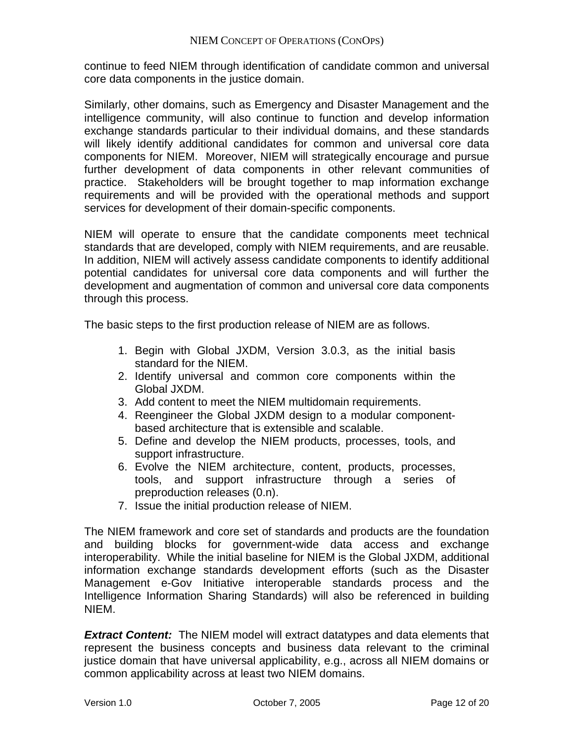continue to feed NIEM through identification of candidate common and universal core data components in the justice domain.

Similarly, other domains, such as Emergency and Disaster Management and the intelligence community, will also continue to function and develop information exchange standards particular to their individual domains, and these standards will likely identify additional candidates for common and universal core data components for NIEM. Moreover, NIEM will strategically encourage and pursue further development of data components in other relevant communities of practice. Stakeholders will be brought together to map information exchange requirements and will be provided with the operational methods and support services for development of their domain-specific components.

NIEM will operate to ensure that the candidate components meet technical standards that are developed, comply with NIEM requirements, and are reusable. In addition, NIEM will actively assess candidate components to identify additional potential candidates for universal core data components and will further the development and augmentation of common and universal core data components through this process.

The basic steps to the first production release of NIEM are as follows.

1. Begin with Global JXDM, Version 3.0.3, as the initial basis standard for the NIEM.
2. Identify universal and common core components within the Global JXDM.
3. Add content to meet the NIEM multidomain requirements.
4. Reengineer the Global JXDM design to a modular component-based architecture that is extensible and scalable.
5. Define and develop the NIEM products, processes, tools, and support infrastructure.
6. Evolve the NIEM architecture, content, products, processes, tools, and support infrastructure through a series of preproduction releases (0.n).
7. Issue the initial production release of NIEM.

The NIEM framework and core set of standards and products are the foundation and building blocks for government-wide data access and exchange interoperability. While the initial baseline for NIEM is the Global JXDM, additional information exchange standards development efforts (such as the Disaster Management e-Gov Initiative interoperable standards process and the Intelligence Information Sharing Standards) will also be referenced in building NIEM.

***Extract Content:*** The NIEM model will extract datatypes and data elements that represent the business concepts and business data relevant to the criminal justice domain that have universal applicability, e.g., across all NIEM domains or common applicability across at least two NIEM domains.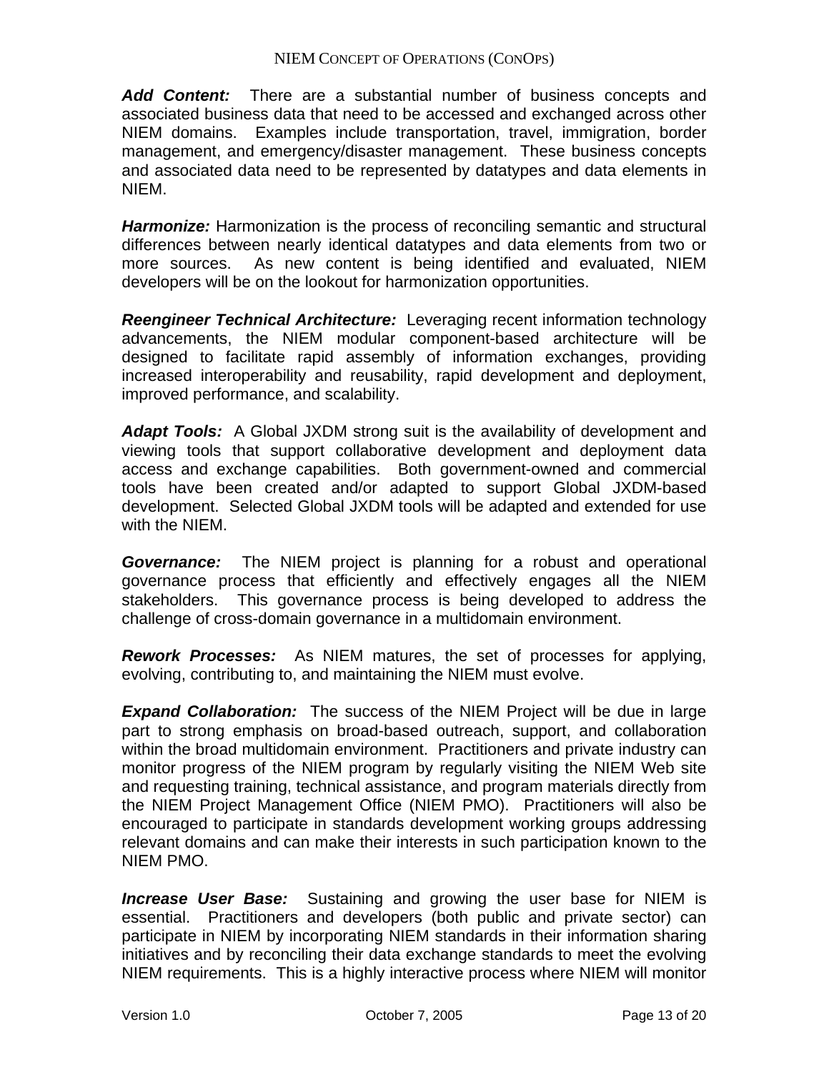***Add Content:*** There are a substantial number of business concepts and associated business data that need to be accessed and exchanged across other NIEM domains. Examples include transportation, travel, immigration, border management, and emergency/disaster management. These business concepts and associated data need to be represented by datatypes and data elements in NIEM.

***Harmonize:*** Harmonization is the process of reconciling semantic and structural differences between nearly identical datatypes and data elements from two or more sources. As new content is being identified and evaluated, NIEM developers will be on the lookout for harmonization opportunities.

***Reengineer Technical Architecture:*** Leveraging recent information technology advancements, the NIEM modular component-based architecture will be designed to facilitate rapid assembly of information exchanges, providing increased interoperability and reusability, rapid development and deployment, improved performance, and scalability.

***Adapt Tools:*** A Global JXDM strong suit is the availability of development and viewing tools that support collaborative development and deployment data access and exchange capabilities. Both government-owned and commercial tools have been created and/or adapted to support Global JXDM-based development. Selected Global JXDM tools will be adapted and extended for use with the NIEM.

***Governance:*** The NIEM project is planning for a robust and operational governance process that efficiently and effectively engages all the NIEM stakeholders. This governance process is being developed to address the challenge of cross-domain governance in a multidomain environment.

***Rework Processes:*** As NIEM matures, the set of processes for applying, evolving, contributing to, and maintaining the NIEM must evolve.

***Expand Collaboration:*** The success of the NIEM Project will be due in large part to strong emphasis on broad-based outreach, support, and collaboration within the broad multidomain environment. Practitioners and private industry can monitor progress of the NIEM program by regularly visiting the NIEM Web site and requesting training, technical assistance, and program materials directly from the NIEM Project Management Office (NIEM PMO). Practitioners will also be encouraged to participate in standards development working groups addressing relevant domains and can make their interests in such participation known to the NIEM PMO.

***Increase User Base:*** Sustaining and growing the user base for NIEM is essential. Practitioners and developers (both public and private sector) can participate in NIEM by incorporating NIEM standards in their information sharing initiatives and by reconciling their data exchange standards to meet the evolving NIEM requirements. This is a highly interactive process where NIEM will monitor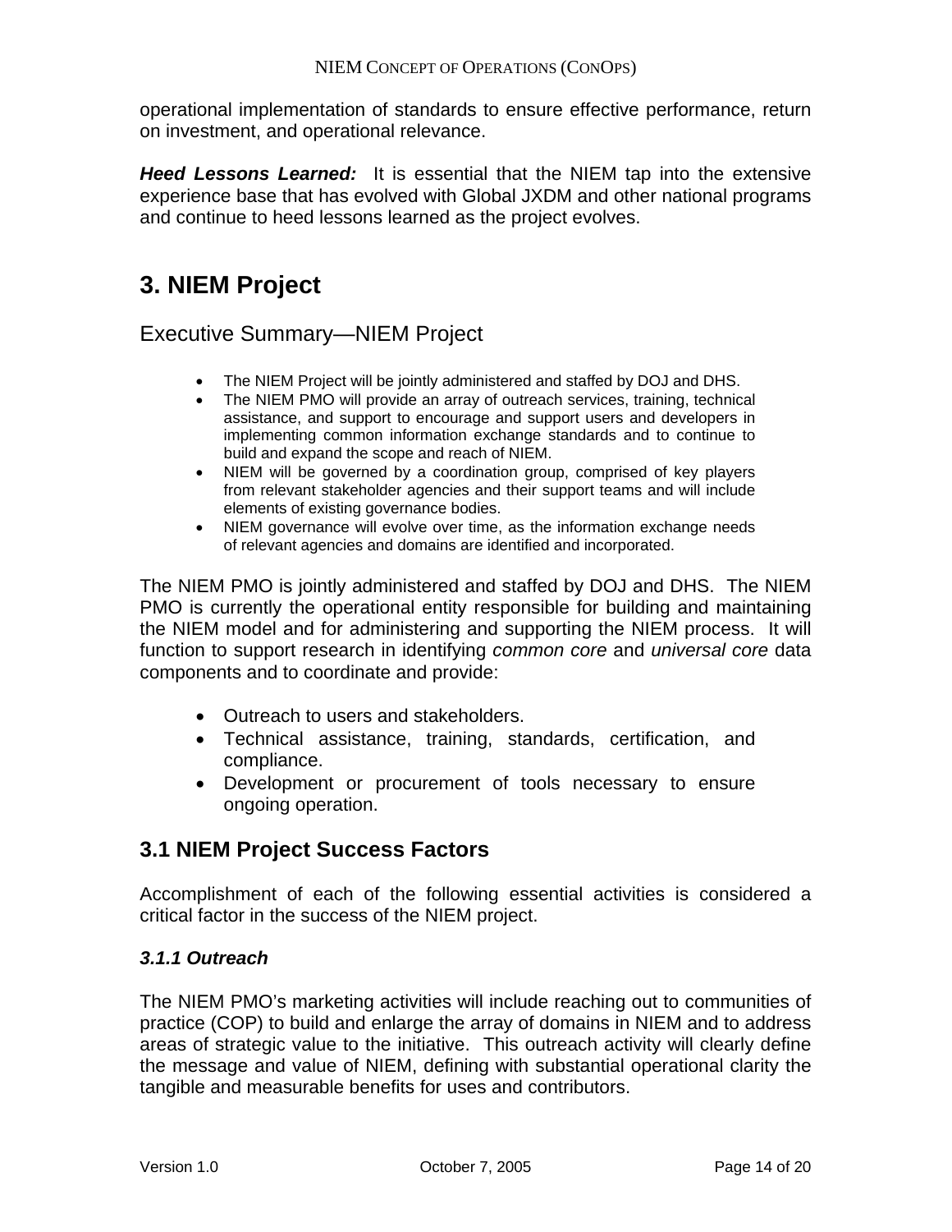operational implementation of standards to ensure effective performance, return on investment, and operational relevance.

***Heed Lessons Learned:*** It is essential that the NIEM tap into the extensive experience base that has evolved with Global JXDM and other national programs and continue to heed lessons learned as the project evolves.

# 3. NIEM Project

## Executive Summary—NIEM Project

- The NIEM Project will be jointly administered and staffed by DOJ and DHS.
- The NIEM PMO will provide an array of outreach services, training, technical assistance, and support to encourage and support users and developers in implementing common information exchange standards and to continue to build and expand the scope and reach of NIEM.
- NIEM will be governed by a coordination group, comprised of key players from relevant stakeholder agencies and their support teams and will include elements of existing governance bodies.
- NIEM governance will evolve over time, as the information exchange needs of relevant agencies and domains are identified and incorporated.

The NIEM PMO is jointly administered and staffed by DOJ and DHS. The NIEM PMO is currently the operational entity responsible for building and maintaining the NIEM model and for administering and supporting the NIEM process. It will function to support research in identifying *common core* and *universal core* data components and to coordinate and provide:

- Outreach to users and stakeholders.
- Technical assistance, training, standards, certification, and compliance.
- Development or procurement of tools necessary to ensure ongoing operation.

## 3.1 NIEM Project Success Factors

Accomplishment of each of the following essential activities is considered a critical factor in the success of the NIEM project.

### *3.1.1 Outreach*

The NIEM PMO's marketing activities will include reaching out to communities of practice (COP) to build and enlarge the array of domains in NIEM and to address areas of strategic value to the initiative. This outreach activity will clearly define the message and value of NIEM, defining with substantial operational clarity the tangible and measurable benefits for uses and contributors.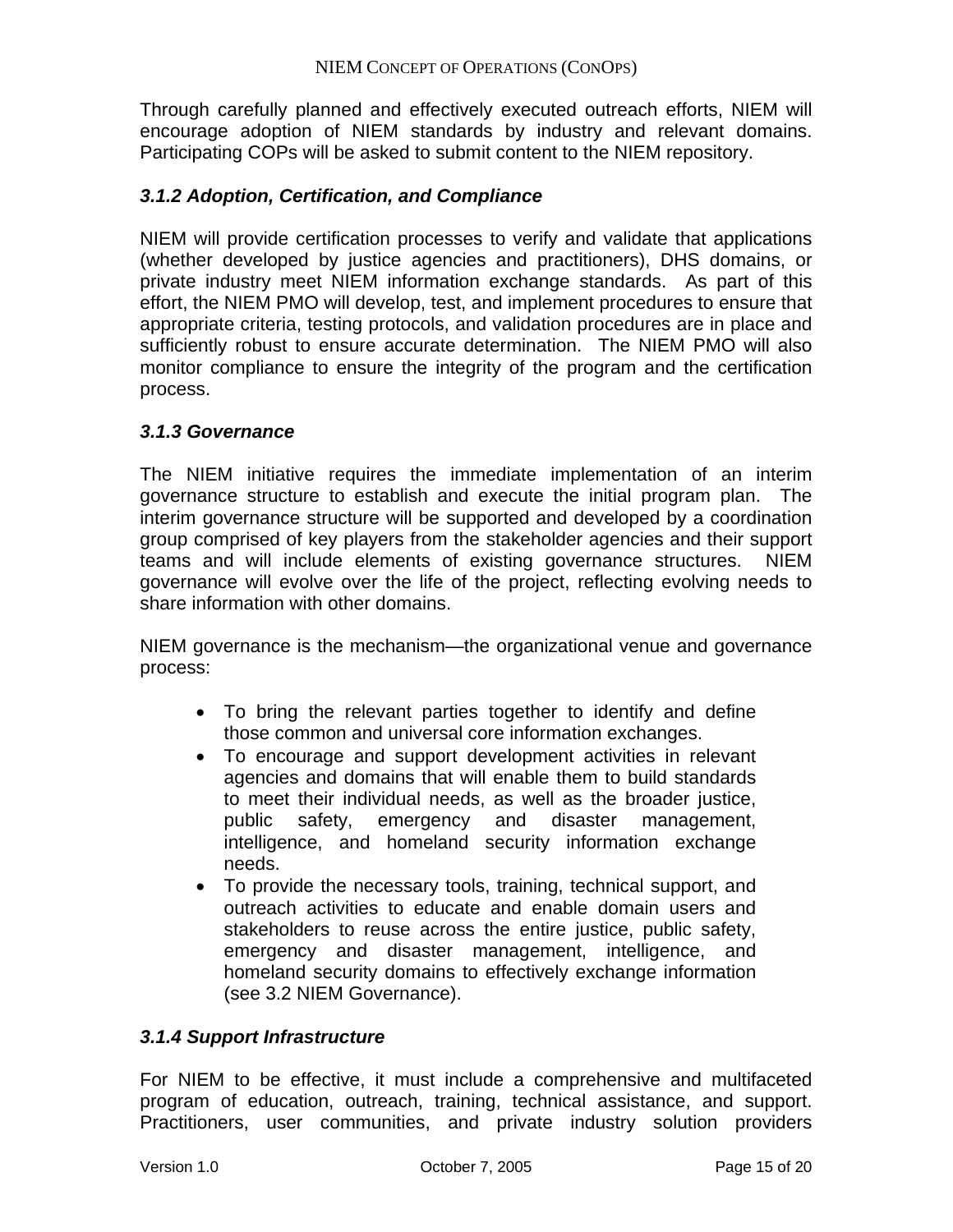Through carefully planned and effectively executed outreach efforts, NIEM will encourage adoption of NIEM standards by industry and relevant domains. Participating COPs will be asked to submit content to the NIEM repository.

#### *3.1.2 Adoption, Certification, and Compliance*

NIEM will provide certification processes to verify and validate that applications (whether developed by justice agencies and practitioners), DHS domains, or private industry meet NIEM information exchange standards. As part of this effort, the NIEM PMO will develop, test, and implement procedures to ensure that appropriate criteria, testing protocols, and validation procedures are in place and sufficiently robust to ensure accurate determination. The NIEM PMO will also monitor compliance to ensure the integrity of the program and the certification process.

#### *3.1.3 Governance*

The NIEM initiative requires the immediate implementation of an interim governance structure to establish and execute the initial program plan. The interim governance structure will be supported and developed by a coordination group comprised of key players from the stakeholder agencies and their support teams and will include elements of existing governance structures. NIEM governance will evolve over the life of the project, reflecting evolving needs to share information with other domains.

NIEM governance is the mechanism—the organizational venue and governance process:

- To bring the relevant parties together to identify and define those common and universal core information exchanges.
- To encourage and support development activities in relevant agencies and domains that will enable them to build standards to meet their individual needs, as well as the broader justice, public safety, emergency and disaster management, intelligence, and homeland security information exchange needs.
- To provide the necessary tools, training, technical support, and outreach activities to educate and enable domain users and stakeholders to reuse across the entire justice, public safety, emergency and disaster management, intelligence, and homeland security domains to effectively exchange information (see 3.2 NIEM Governance).

#### *3.1.4 Support Infrastructure*

For NIEM to be effective, it must include a comprehensive and multifaceted program of education, outreach, training, technical assistance, and support. Practitioners, user communities, and private industry solution providers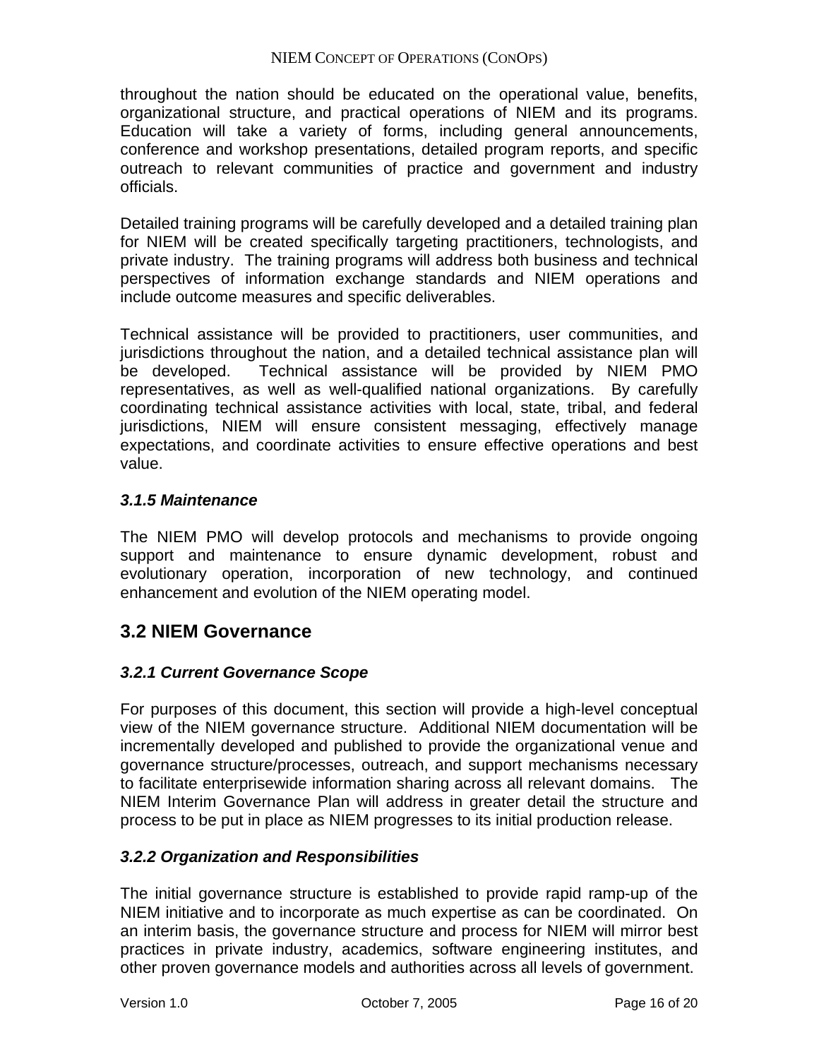throughout the nation should be educated on the operational value, benefits, organizational structure, and practical operations of NIEM and its programs. Education will take a variety of forms, including general announcements, conference and workshop presentations, detailed program reports, and specific outreach to relevant communities of practice and government and industry officials.

Detailed training programs will be carefully developed and a detailed training plan for NIEM will be created specifically targeting practitioners, technologists, and private industry. The training programs will address both business and technical perspectives of information exchange standards and NIEM operations and include outcome measures and specific deliverables.

Technical assistance will be provided to practitioners, user communities, and jurisdictions throughout the nation, and a detailed technical assistance plan will be developed. Technical assistance will be provided by NIEM PMO representatives, as well as well-qualified national organizations. By carefully coordinating technical assistance activities with local, state, tribal, and federal jurisdictions, NIEM will ensure consistent messaging, effectively manage expectations, and coordinate activities to ensure effective operations and best value.

### *3.1.5 Maintenance*

The NIEM PMO will develop protocols and mechanisms to provide ongoing support and maintenance to ensure dynamic development, robust and evolutionary operation, incorporation of new technology, and continued enhancement and evolution of the NIEM operating model.

## 3.2 NIEM Governance

### *3.2.1 Current Governance Scope*

For purposes of this document, this section will provide a high-level conceptual view of the NIEM governance structure. Additional NIEM documentation will be incrementally developed and published to provide the organizational venue and governance structure/processes, outreach, and support mechanisms necessary to facilitate enterprisewide information sharing across all relevant domains. The NIEM Interim Governance Plan will address in greater detail the structure and process to be put in place as NIEM progresses to its initial production release.

### *3.2.2 Organization and Responsibilities*

The initial governance structure is established to provide rapid ramp-up of the NIEM initiative and to incorporate as much expertise as can be coordinated. On an interim basis, the governance structure and process for NIEM will mirror best practices in private industry, academics, software engineering institutes, and other proven governance models and authorities across all levels of government.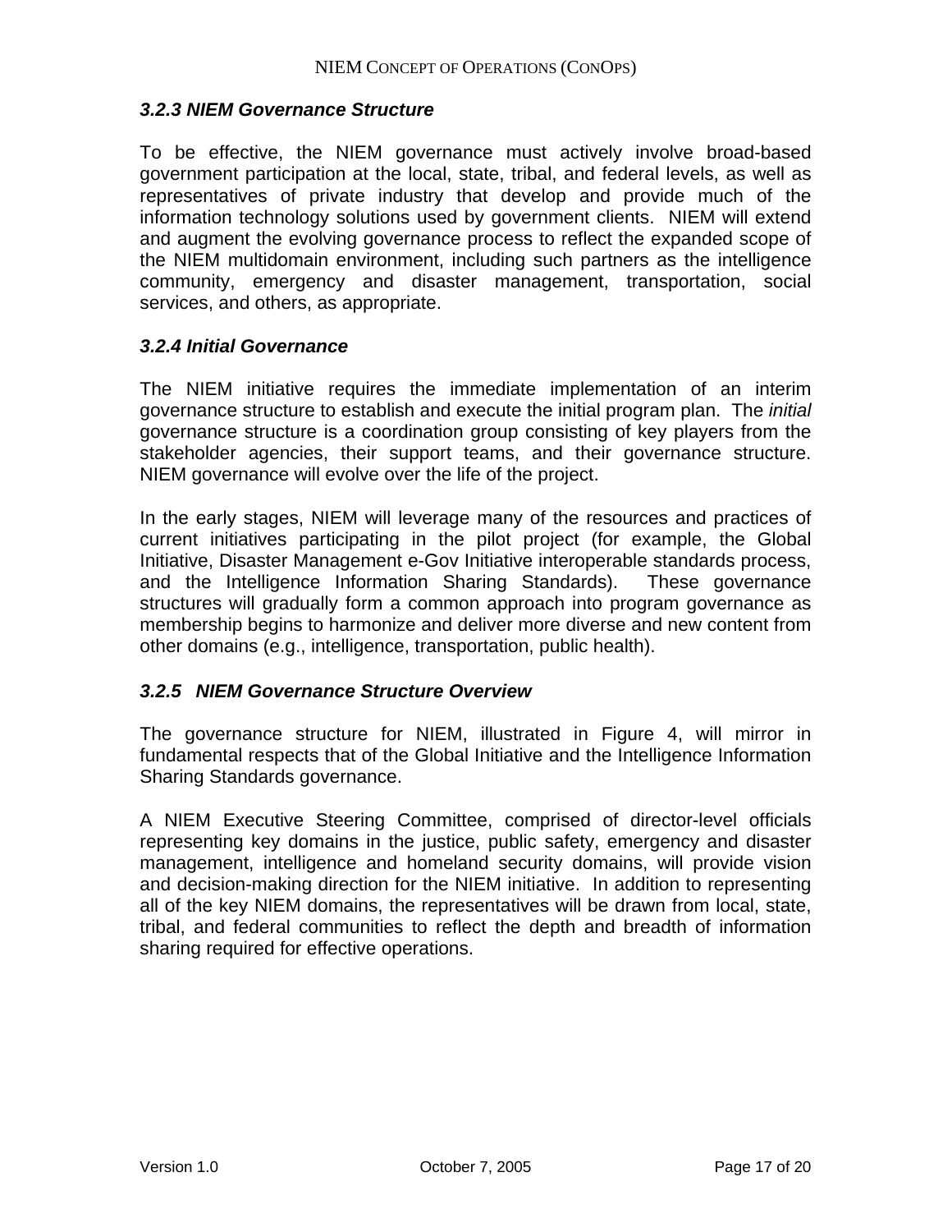### *3.2.3 NIEM Governance Structure*

To be effective, the NIEM governance must actively involve broad-based government participation at the local, state, tribal, and federal levels, as well as representatives of private industry that develop and provide much of the information technology solutions used by government clients. NIEM will extend and augment the evolving governance process to reflect the expanded scope of the NIEM multidomain environment, including such partners as the intelligence community, emergency and disaster management, transportation, social services, and others, as appropriate.

### *3.2.4 Initial Governance*

The NIEM initiative requires the immediate implementation of an interim governance structure to establish and execute the initial program plan. The *initial* governance structure is a coordination group consisting of key players from the stakeholder agencies, their support teams, and their governance structure. NIEM governance will evolve over the life of the project.

In the early stages, NIEM will leverage many of the resources and practices of current initiatives participating in the pilot project (for example, the Global Initiative, Disaster Management e-Gov Initiative interoperable standards process, and the Intelligence Information Sharing Standards). These governance structures will gradually form a common approach into program governance as membership begins to harmonize and deliver more diverse and new content from other domains (e.g., intelligence, transportation, public health).

### *3.2.5 NIEM Governance Structure Overview*

The governance structure for NIEM, illustrated in Figure 4, will mirror in fundamental respects that of the Global Initiative and the Intelligence Information Sharing Standards governance.

A NIEM Executive Steering Committee, comprised of director-level officials representing key domains in the justice, public safety, emergency and disaster management, intelligence and homeland security domains, will provide vision and decision-making direction for the NIEM initiative. In addition to representing all of the key NIEM domains, the representatives will be drawn from local, state, tribal, and federal communities to reflect the depth and breadth of information sharing required for effective operations.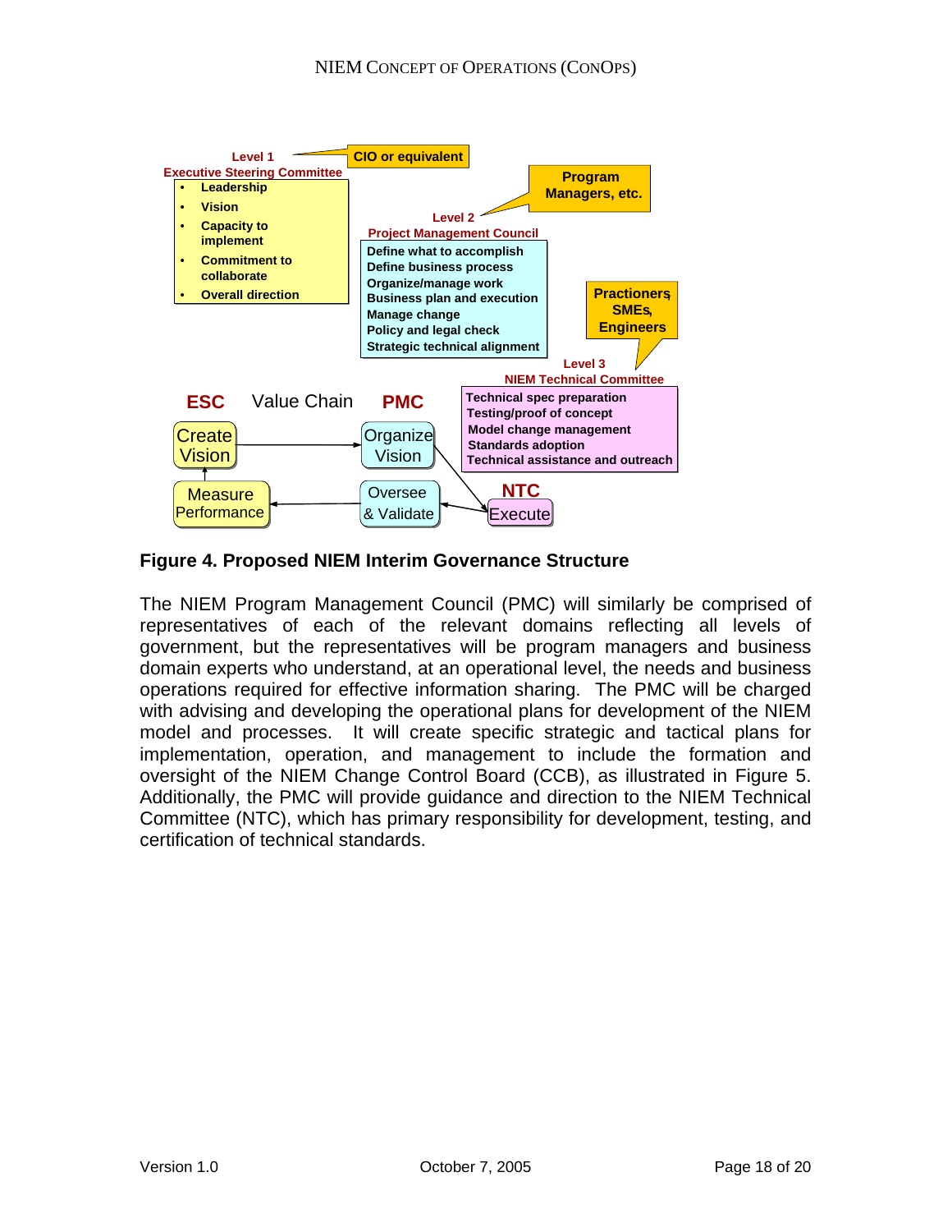Level 1
Executive Steering Committee

- Leadership
- Vision
- Capacity to implement
- Commitment to collaborate
- Overall direction

CIO or equivalent

Level 2
Project Management Council

Define what to accomplish
Define business process
Organize/manage work
Business plan and execution
Manage change
Policy and legal check
Strategic technical alignment

Program Managers, etc.

Level 3
NIEM Technical Committee

Technical spec preparation
Testing/proof of concept
Model change management
Standards adoption
Technical assistance and outreach

Practioners, SMEs, Engineers

ESC Value Chain PMC

Create Vision → Organize Vision → Execute (NTC) → Oversee & Validate → Measure Performance → Create Vision

**Figure 4. Proposed NIEM Interim Governance Structure**

The NIEM Program Management Council (PMC) will similarly be comprised of representatives of each of the relevant domains reflecting all levels of government, but the representatives will be program managers and business domain experts who understand, at an operational level, the needs and business operations required for effective information sharing. The PMC will be charged with advising and developing the operational plans for development of the NIEM model and processes. It will create specific strategic and tactical plans for implementation, operation, and management to include the formation and oversight of the NIEM Change Control Board (CCB), as illustrated in Figure 5. Additionally, the PMC will provide guidance and direction to the NIEM Technical Committee (NTC), which has primary responsibility for development, testing, and certification of technical standards.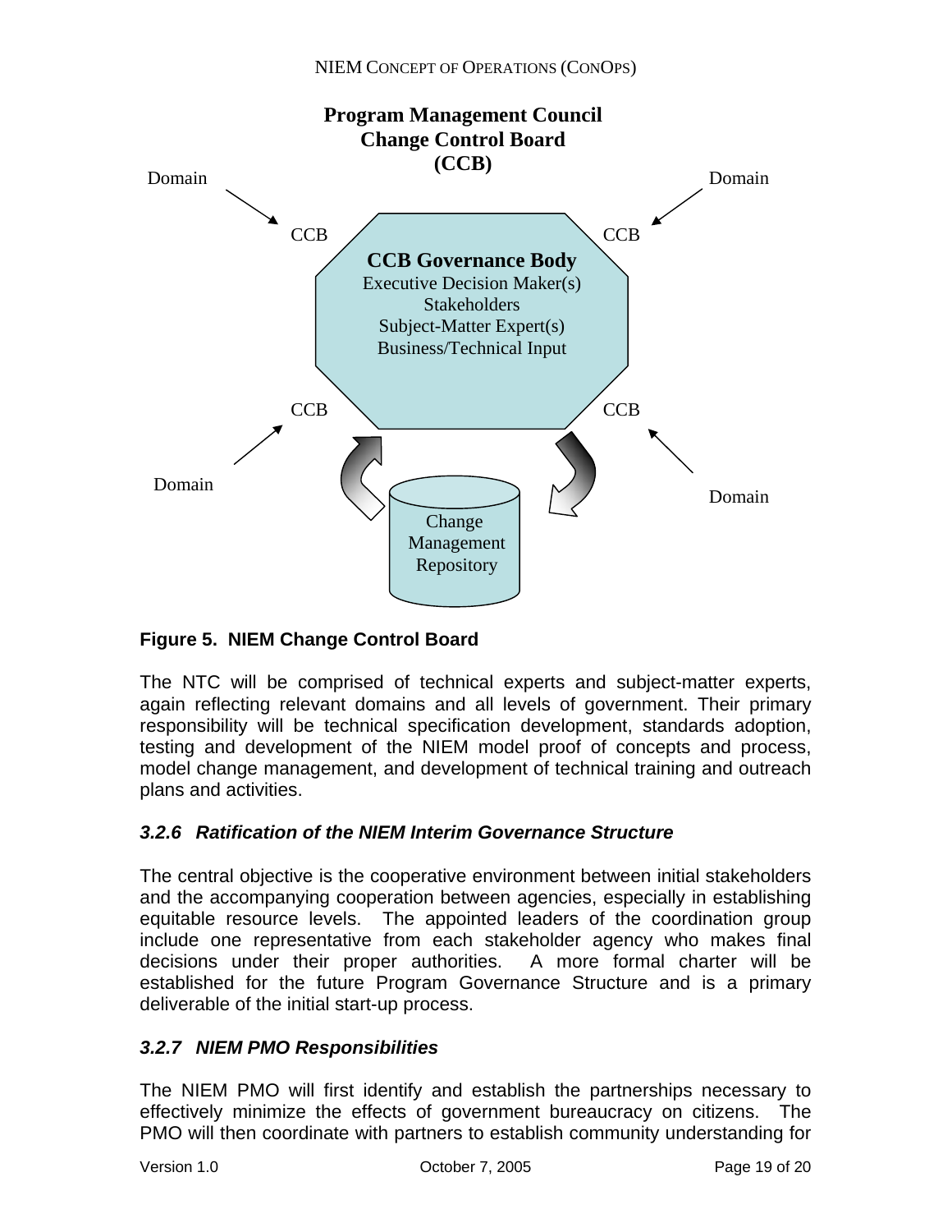**Program Management Council**
**Change Control Board**
**(CCB)**

Domain Domain

CCB CCB

**CCB Governance Body**
Executive Decision Maker(s)
Stakeholders
Subject-Matter Expert(s)
Business/Technical Input

CCB CCB

Domain Domain

Change Management Repository

**Figure 5. NIEM Change Control Board**

The NTC will be comprised of technical experts and subject-matter experts, again reflecting relevant domains and all levels of government. Their primary responsibility will be technical specification development, standards adoption, testing and development of the NIEM model proof of concepts and process, model change management, and development of technical training and outreach plans and activities.

### *3.2.6 Ratification of the NIEM Interim Governance Structure*

The central objective is the cooperative environment between initial stakeholders and the accompanying cooperation between agencies, especially in establishing equitable resource levels. The appointed leaders of the coordination group include one representative from each stakeholder agency who makes final decisions under their proper authorities. A more formal charter will be established for the future Program Governance Structure and is a primary deliverable of the initial start-up process.

### *3.2.7 NIEM PMO Responsibilities*

The NIEM PMO will first identify and establish the partnerships necessary to effectively minimize the effects of government bureaucracy on citizens. The PMO will then coordinate with partners to establish community understanding for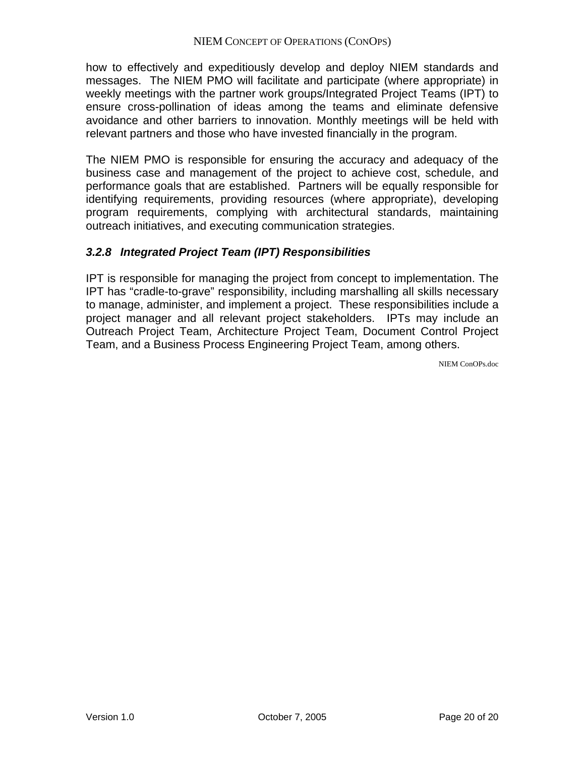how to effectively and expeditiously develop and deploy NIEM standards and messages. The NIEM PMO will facilitate and participate (where appropriate) in weekly meetings with the partner work groups/Integrated Project Teams (IPT) to ensure cross-pollination of ideas among the teams and eliminate defensive avoidance and other barriers to innovation. Monthly meetings will be held with relevant partners and those who have invested financially in the program.

The NIEM PMO is responsible for ensuring the accuracy and adequacy of the business case and management of the project to achieve cost, schedule, and performance goals that are established. Partners will be equally responsible for identifying requirements, providing resources (where appropriate), developing program requirements, complying with architectural standards, maintaining outreach initiatives, and executing communication strategies.

### *3.2.8 Integrated Project Team (IPT) Responsibilities*

IPT is responsible for managing the project from concept to implementation. The IPT has "cradle-to-grave" responsibility, including marshalling all skills necessary to manage, administer, and implement a project. These responsibilities include a project manager and all relevant project stakeholders. IPTs may include an Outreach Project Team, Architecture Project Team, Document Control Project Team, and a Business Process Engineering Project Team, among others.

NIEM ConOPs.doc